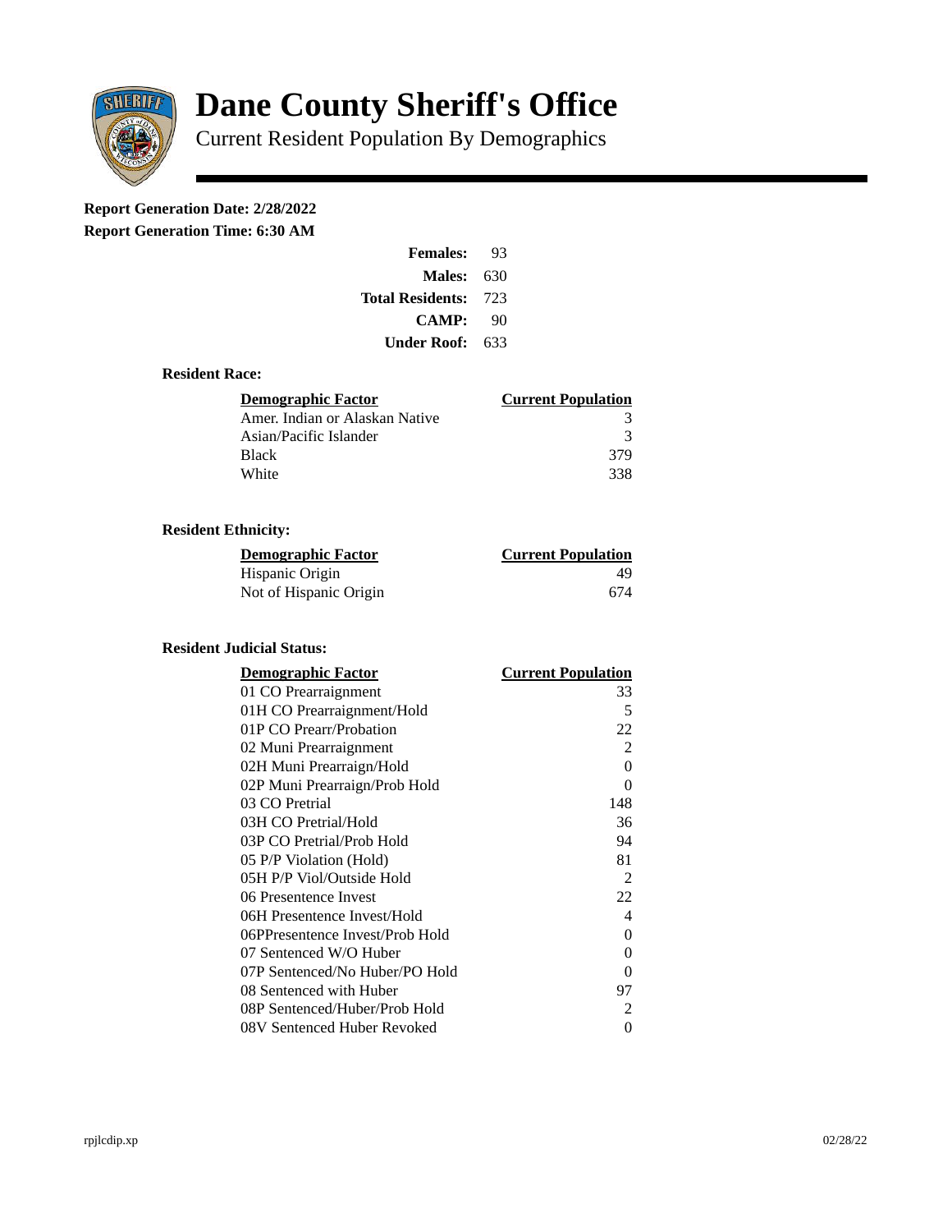# Dane County Sheriff's Office

Current Resident Population By Demographics

**Report Generation Date: 2/28/2022**

**Report Generation Time: 6:30 AM**

| | |
|---|---|
| **Females:** | 93 |
| **Males:** | 630 |
| **Total Residents:** | 723 |
| **CAMP:** | 90 |
| **Under Roof:** | 633 |

### Resident Race:

| Demographic Factor | Current Population |
|---|---|
| Amer. Indian or Alaskan Native | 3 |
| Asian/Pacific Islander | 3 |
| Black | 379 |
| White | 338 |

### Resident Ethnicity:

| Demographic Factor | Current Population |
|---|---|
| Hispanic Origin | 49 |
| Not of Hispanic Origin | 674 |

### Resident Judicial Status:

| Demographic Factor | Current Population |
|---|---|
| 01 CO Prearraignment | 33 |
| 01H CO Prearraignment/Hold | 5 |
| 01P CO Prearr/Probation | 22 |
| 02 Muni Prearraignment | 2 |
| 02H Muni Prearraign/Hold | 0 |
| 02P Muni Prearraign/Prob Hold | 0 |
| 03 CO Pretrial | 148 |
| 03H CO Pretrial/Hold | 36 |
| 03P CO Pretrial/Prob Hold | 94 |
| 05 P/P Violation (Hold) | 81 |
| 05H P/P Viol/Outside Hold | 2 |
| 06 Presentence Invest | 22 |
| 06H Presentence Invest/Hold | 4 |
| 06PPresentence Invest/Prob Hold | 0 |
| 07 Sentenced W/O Huber | 0 |
| 07P Sentenced/No Huber/PO Hold | 0 |
| 08 Sentenced with Huber | 97 |
| 08P Sentenced/Huber/Prob Hold | 2 |
| 08V Sentenced Huber Revoked | 0 |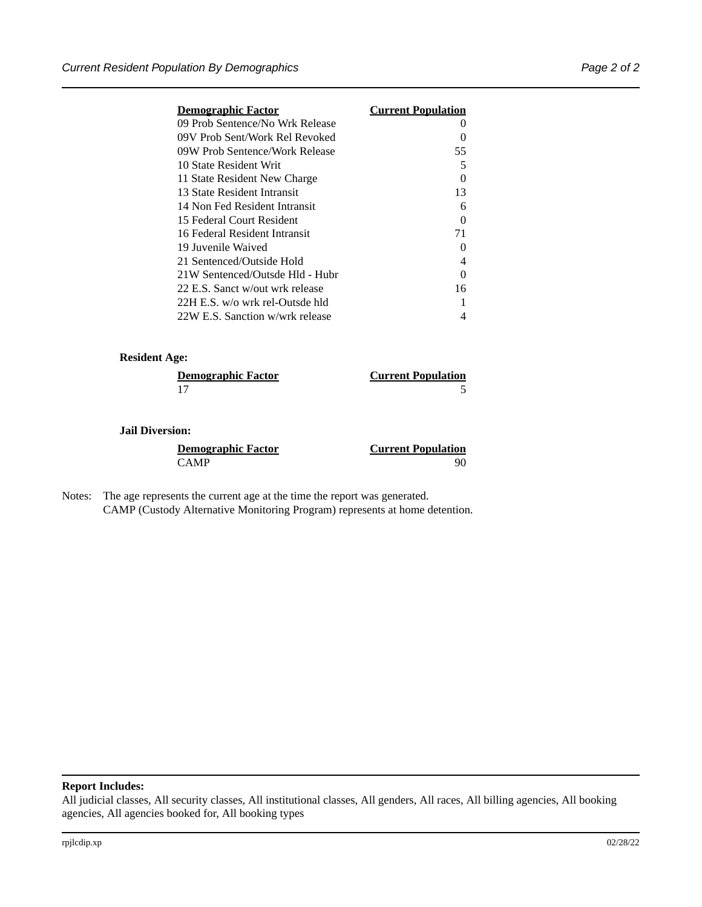| Demographic Factor | Current Population |
|---|---|
| 09 Prob Sentence/No Wrk Release | 0 |
| 09V Prob Sent/Work Rel Revoked | 0 |
| 09W Prob Sentence/Work Release | 55 |
| 10 State Resident Writ | 5 |
| 11 State Resident New Charge | 0 |
| 13 State Resident Intransit | 13 |
| 14 Non Fed Resident Intransit | 6 |
| 15 Federal Court Resident | 0 |
| 16 Federal Resident Intransit | 71 |
| 19 Juvenile Waived | 0 |
| 21 Sentenced/Outside Hold | 4 |
| 21W Sentenced/Outsde Hld - Hubr | 0 |
| 22 E.S. Sanct w/out wrk release | 16 |
| 22H E.S. w/o wrk rel-Outsde hld | 1 |
| 22W E.S. Sanction w/wrk release | 4 |

**Resident Age:**

| Demographic Factor | Current Population |
|---|---|
| 17 | 5 |

**Jail Diversion:**

| Demographic Factor | Current Population |
|---|---|
| CAMP | 90 |

Notes: The age represents the current age at the time the report was generated.
CAMP (Custody Alternative Monitoring Program) represents at home detention.

**Report Includes:**
All judicial classes, All security classes, All institutional classes, All genders, All races, All billing agencies, All booking agencies, All agencies booked for, All booking types

rpjlcdip.xp 02/28/22